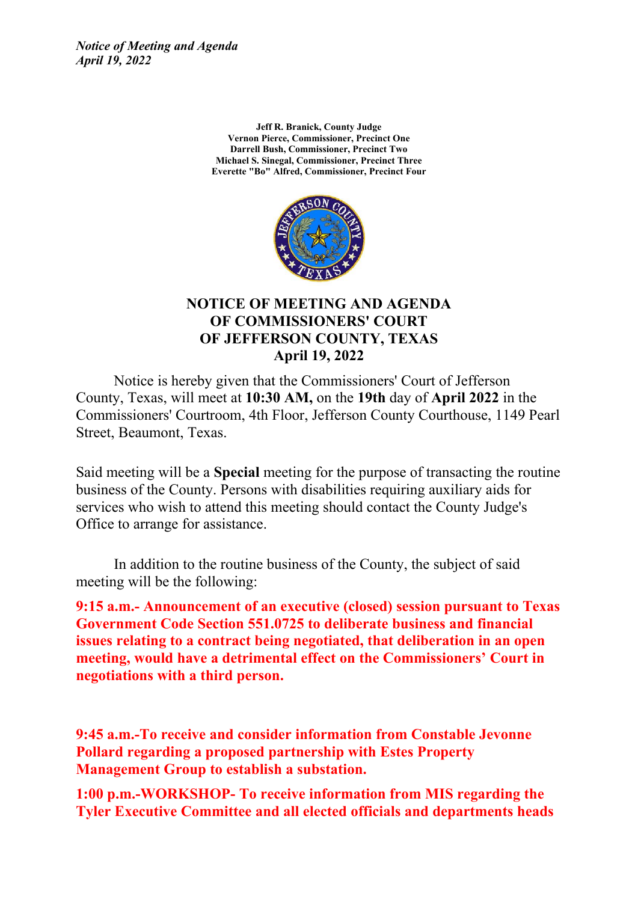*Notice of Meeting and Agenda*
*April 19, 2022*

**Jeff R. Branick, County Judge**
**Vernon Pierce, Commissioner, Precinct One**
**Darrell Bush, Commissioner, Precinct Two**
**Michael S. Sinegal, Commissioner, Precinct Three**
**Everette "Bo" Alfred, Commissioner, Precinct Four**

# NOTICE OF MEETING AND AGENDA OF COMMISSIONERS' COURT OF JEFFERSON COUNTY, TEXAS April 19, 2022

Notice is hereby given that the Commissioners' Court of Jefferson County, Texas, will meet at **10:30 AM,** on the **19th** day of **April 2022** in the Commissioners' Courtroom, 4th Floor, Jefferson County Courthouse, 1149 Pearl Street, Beaumont, Texas.

Said meeting will be a **Special** meeting for the purpose of transacting the routine business of the County. Persons with disabilities requiring auxiliary aids for services who wish to attend this meeting should contact the County Judge's Office to arrange for assistance.

In addition to the routine business of the County, the subject of said meeting will be the following:

**9:15 a.m.- Announcement of an executive (closed) session pursuant to Texas Government Code Section 551.0725 to deliberate business and financial issues relating to a contract being negotiated, that deliberation in an open meeting, would have a detrimental effect on the Commissioners' Court in negotiations with a third person.**

**9:45 a.m.-To receive and consider information from Constable Jevonne Pollard regarding a proposed partnership with Estes Property Management Group to establish a substation.**

**1:00 p.m.-WORKSHOP- To receive information from MIS regarding the Tyler Executive Committee and all elected officials and departments heads**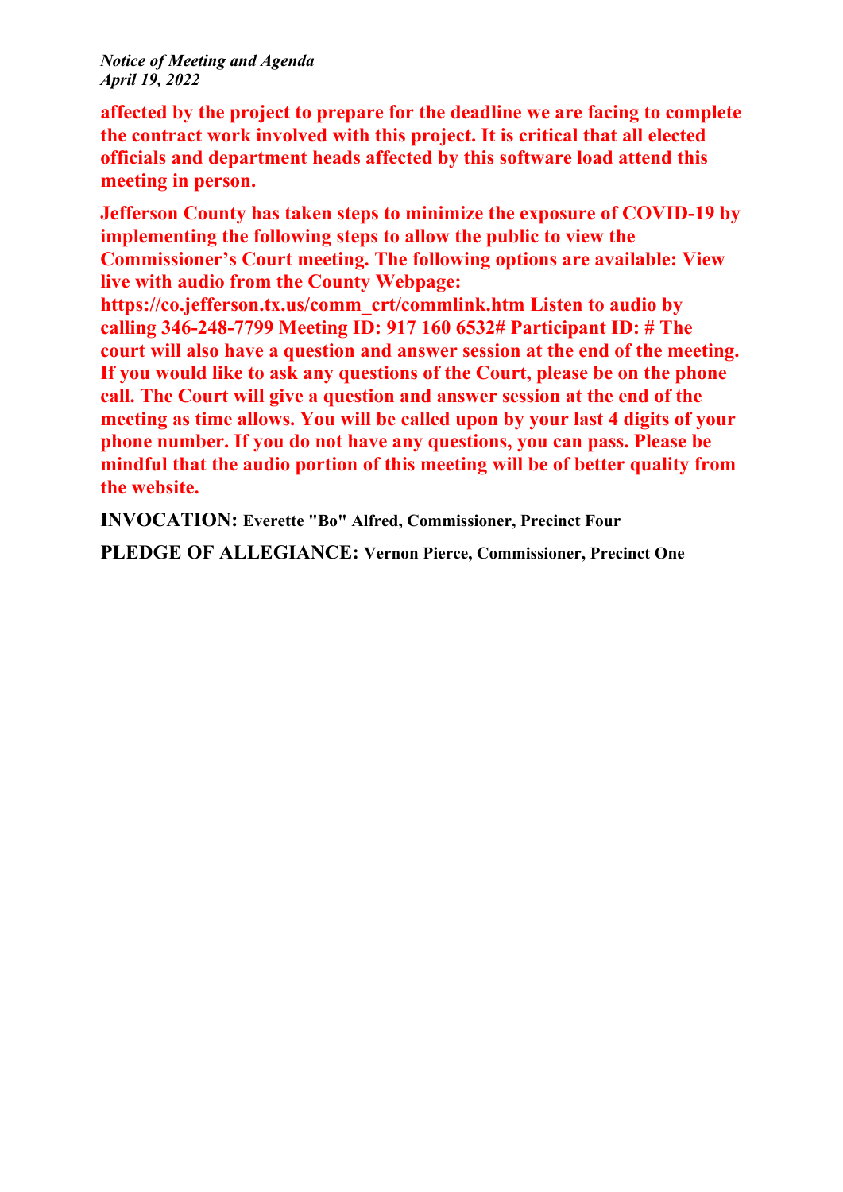**affected by the project to prepare for the deadline we are facing to complete the contract work involved with this project. It is critical that all elected officials and department heads affected by this software load attend this meeting in person.**

**Jefferson County has taken steps to minimize the exposure of COVID-19 by implementing the following steps to allow the public to view the Commissioner's Court meeting. The following options are available: View live with audio from the County Webpage: https://co.jefferson.tx.us/comm_crt/commlink.htm Listen to audio by calling 346-248-7799 Meeting ID: 917 160 6532# Participant ID: # The court will also have a question and answer session at the end of the meeting. If you would like to ask any questions of the Court, please be on the phone call. The Court will give a question and answer session at the end of the meeting as time allows. You will be called upon by your last 4 digits of your phone number. If you do not have any questions, you can pass. Please be mindful that the audio portion of this meeting will be of better quality from the website.**

**INVOCATION:** **Everette "Bo" Alfred, Commissioner, Precinct Four**

**PLEDGE OF ALLEGIANCE:** **Vernon Pierce, Commissioner, Precinct One**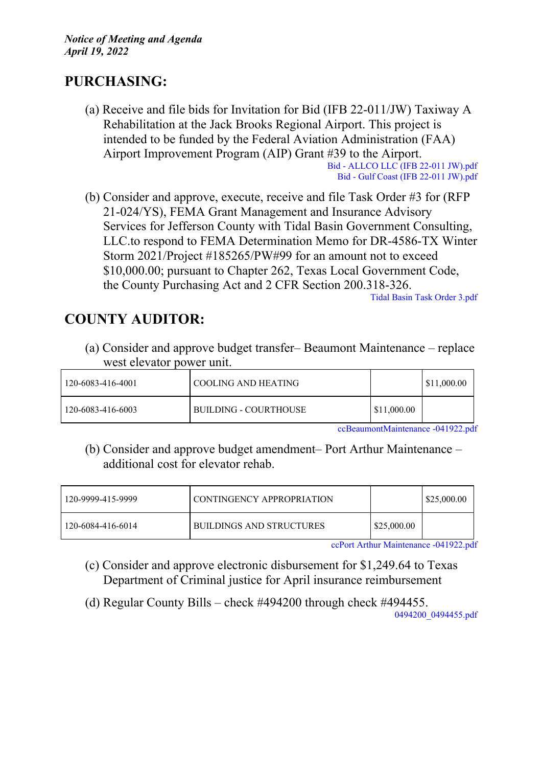## PURCHASING:

(a) Receive and file bids for Invitation for Bid (IFB 22-011/JW) Taxiway A Rehabilitation at the Jack Brooks Regional Airport. This project is intended to be funded by the Federal Aviation Administration (FAA) Airport Improvement Program (AIP) Grant #39 to the Airport.

Bid - ALLCO LLC (IFB 22-011 JW).pdf
Bid - Gulf Coast (IFB 22-011 JW).pdf

(b) Consider and approve, execute, receive and file Task Order #3 for (RFP 21-024/YS), FEMA Grant Management and Insurance Advisory Services for Jefferson County with Tidal Basin Government Consulting, LLC.to respond to FEMA Determination Memo for DR-4586-TX Winter Storm 2021/Project #185265/PW#99 for an amount not to exceed $10,000.00; pursuant to Chapter 262, Texas Local Government Code, the County Purchasing Act and 2 CFR Section 200.318-326.

Tidal Basin Task Order 3.pdf

## COUNTY AUDITOR:

(a) Consider and approve budget transfer– Beaumont Maintenance – replace west elevator power unit.

| | | | |
|---|---|---|---|
| 120-6083-416-4001 | COOLING AND HEATING | | $11,000.00 |
| 120-6083-416-6003 | BUILDING - COURTHOUSE | $11,000.00 | |

ccBeaumontMaintenance -041922.pdf

(b) Consider and approve budget amendment– Port Arthur Maintenance – additional cost for elevator rehab.

| | | | |
|---|---|---|---|
| 120-9999-415-9999 | CONTINGENCY APPROPRIATION | | $25,000.00 |
| 120-6084-416-6014 | BUILDINGS AND STRUCTURES | $25,000.00 | |

ccPort Arthur Maintenance -041922.pdf

(c) Consider and approve electronic disbursement for $1,249.64 to Texas Department of Criminal justice for April insurance reimbursement

(d) Regular County Bills – check #494200 through check #494455.

0494200_0494455.pdf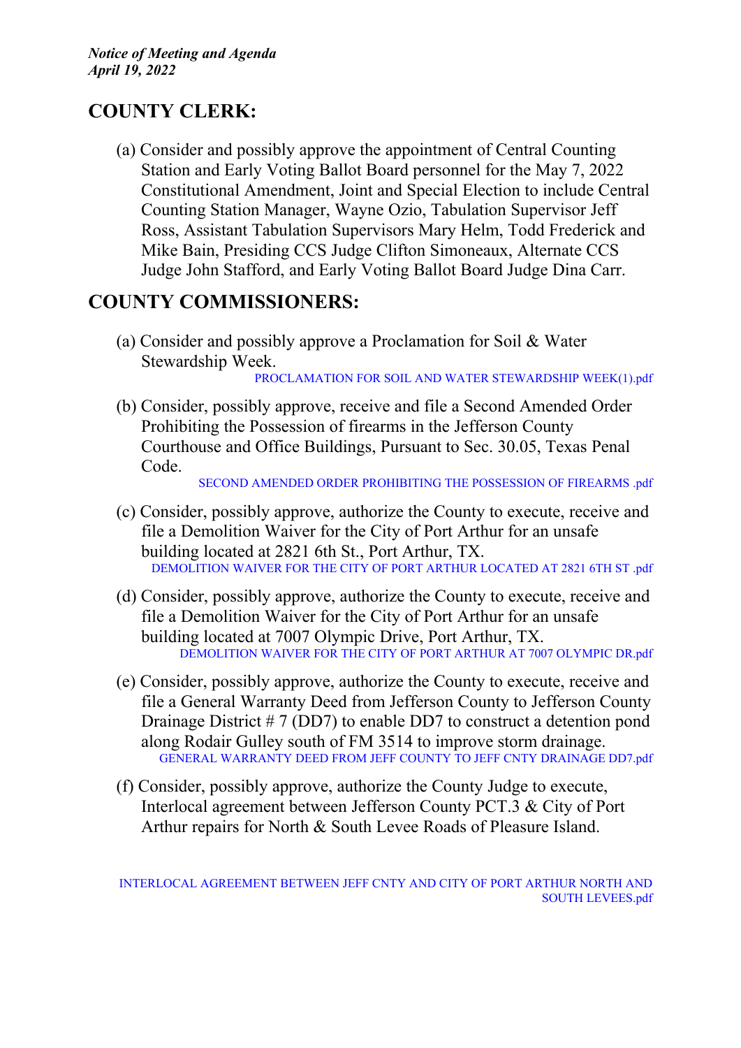## COUNTY CLERK:

(a) Consider and possibly approve the appointment of Central Counting Station and Early Voting Ballot Board personnel for the May 7, 2022 Constitutional Amendment, Joint and Special Election to include Central Counting Station Manager, Wayne Ozio, Tabulation Supervisor Jeff Ross, Assistant Tabulation Supervisors Mary Helm, Todd Frederick and Mike Bain, Presiding CCS Judge Clifton Simoneaux, Alternate CCS Judge John Stafford, and Early Voting Ballot Board Judge Dina Carr.

## COUNTY COMMISSIONERS:

(a) Consider and possibly approve a Proclamation for Soil & Water Stewardship Week.

PROCLAMATION FOR SOIL AND WATER STEWARDSHIP WEEK(1).pdf

(b) Consider, possibly approve, receive and file a Second Amended Order Prohibiting the Possession of firearms in the Jefferson County Courthouse and Office Buildings, Pursuant to Sec. 30.05, Texas Penal Code.

SECOND AMENDED ORDER PROHIBITING THE POSSESSION OF FIREARMS .pdf

(c) Consider, possibly approve, authorize the County to execute, receive and file a Demolition Waiver for the City of Port Arthur for an unsafe building located at 2821 6th St., Port Arthur, TX.

DEMOLITION WAIVER FOR THE CITY OF PORT ARTHUR LOCATED AT 2821 6TH ST .pdf

(d) Consider, possibly approve, authorize the County to execute, receive and file a Demolition Waiver for the City of Port Arthur for an unsafe building located at 7007 Olympic Drive, Port Arthur, TX.

DEMOLITION WAIVER FOR THE CITY OF PORT ARTHUR AT 7007 OLYMPIC DR.pdf

(e) Consider, possibly approve, authorize the County to execute, receive and file a General Warranty Deed from Jefferson County to Jefferson County Drainage District # 7 (DD7) to enable DD7 to construct a detention pond along Rodair Gulley south of FM 3514 to improve storm drainage.

GENERAL WARRANTY DEED FROM JEFF COUNTY TO JEFF CNTY DRAINAGE DD7.pdf

(f) Consider, possibly approve, authorize the County Judge to execute, Interlocal agreement between Jefferson County PCT.3 & City of Port Arthur repairs for North & South Levee Roads of Pleasure Island.

INTERLOCAL AGREEMENT BETWEEN JEFF CNTY AND CITY OF PORT ARTHUR NORTH AND SOUTH LEVEES.pdf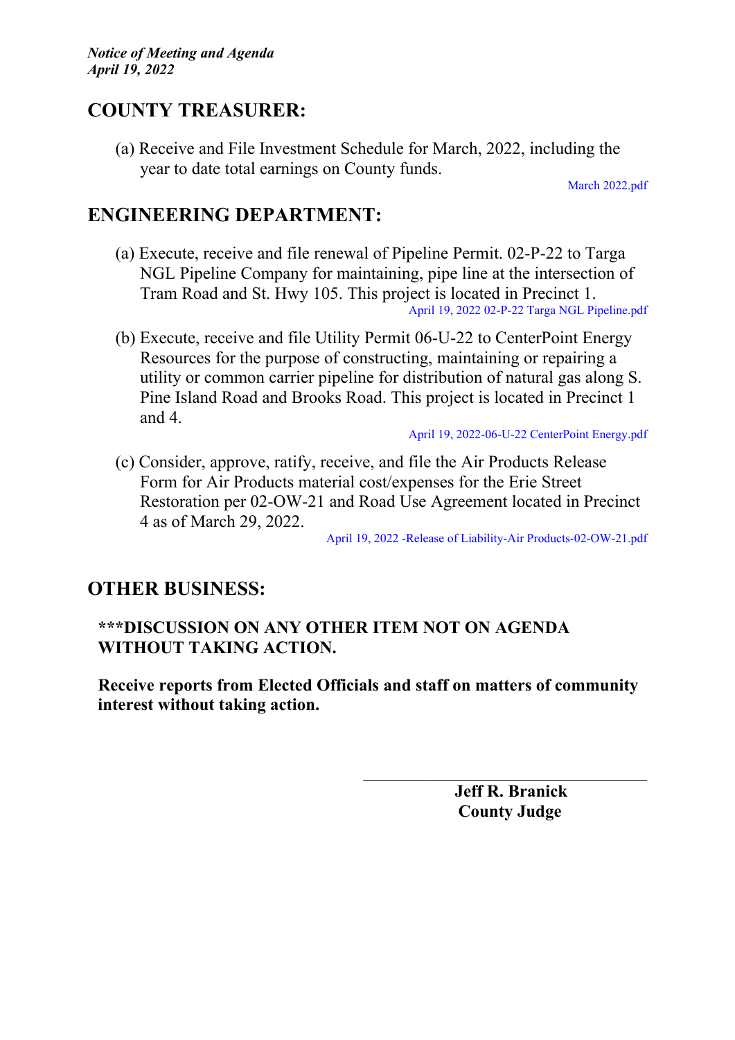## COUNTY TREASURER:

(a) Receive and File Investment Schedule for March, 2022, including the year to date total earnings on County funds.

March 2022.pdf

## ENGINEERING DEPARTMENT:

(a) Execute, receive and file renewal of Pipeline Permit. 02-P-22 to Targa NGL Pipeline Company for maintaining, pipe line at the intersection of Tram Road and St. Hwy 105. This project is located in Precinct 1.

April 19, 2022 02-P-22 Targa NGL Pipeline.pdf

(b) Execute, receive and file Utility Permit 06-U-22 to CenterPoint Energy Resources for the purpose of constructing, maintaining or repairing a utility or common carrier pipeline for distribution of natural gas along S. Pine Island Road and Brooks Road. This project is located in Precinct 1 and 4.

April 19, 2022-06-U-22 CenterPoint Energy.pdf

(c) Consider, approve, ratify, receive, and file the Air Products Release Form for Air Products material cost/expenses for the Erie Street Restoration per 02-OW-21 and Road Use Agreement located in Precinct 4 as of March 29, 2022.

April 19, 2022 -Release of Liability-Air Products-02-OW-21.pdf

## OTHER BUSINESS:

**\*\*\*DISCUSSION ON ANY OTHER ITEM NOT ON AGENDA WITHOUT TAKING ACTION.**

**Receive reports from Elected Officials and staff on matters of community interest without taking action.**

\_\_\_\_\_\_\_\_\_\_\_\_\_\_\_\_\_\_\_\_\_\_\_\_\_\_\_\_\_\_\_\_

**Jeff R. Branick**
**County Judge**